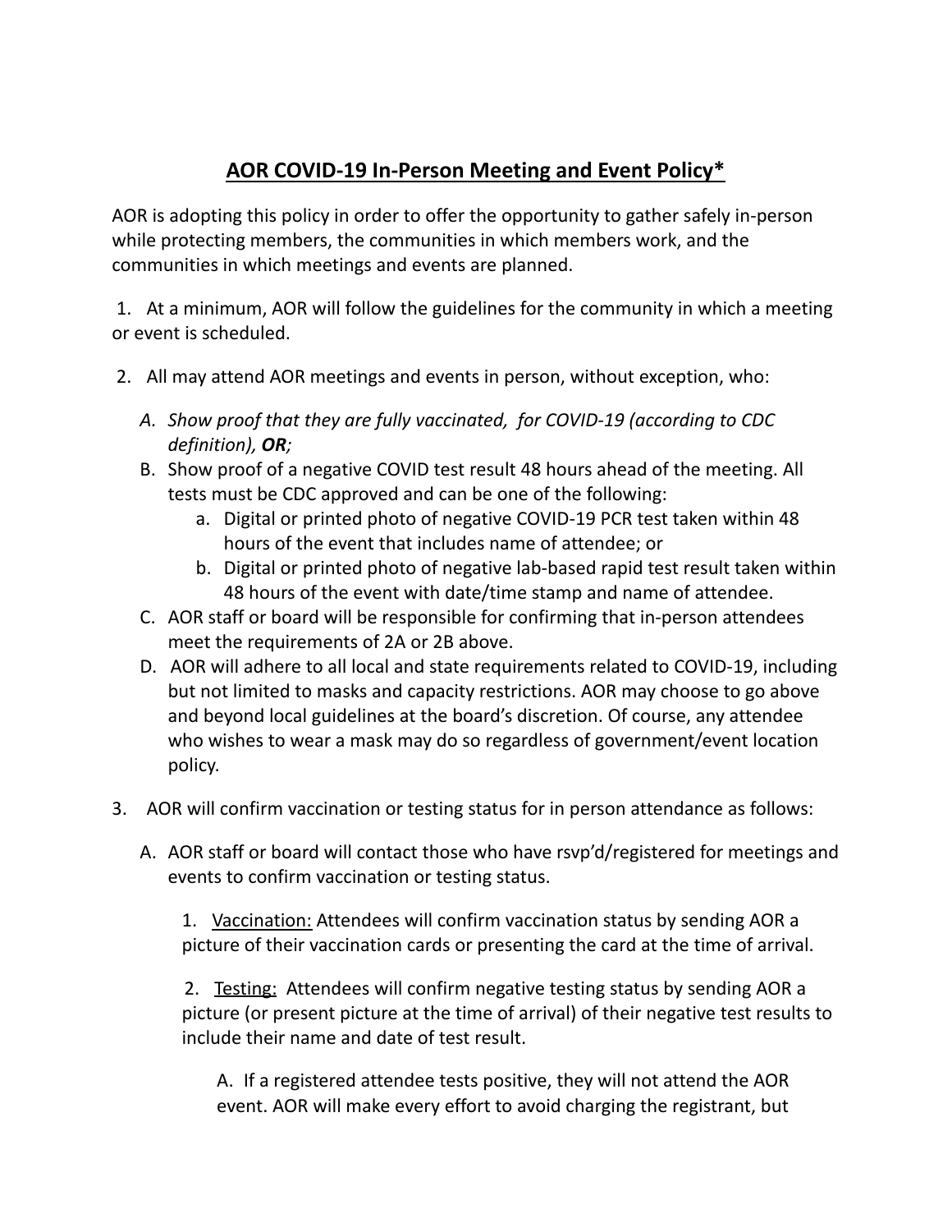# AOR COVID-19 In-Person Meeting and Event Policy*

AOR is adopting this policy in order to offer the opportunity to gather safely in-person while protecting members, the communities in which members work, and the communities in which meetings and events are planned.

1. At a minimum, AOR will follow the guidelines for the community in which a meeting or event is scheduled.

2. All may attend AOR meetings and events in person, without exception, who:

   A. *Show proof that they are fully vaccinated, for COVID-19 (according to CDC definition),* ***OR****;*

   B. Show proof of a negative COVID test result 48 hours ahead of the meeting. All tests must be CDC approved and can be one of the following:

      a. Digital or printed photo of negative COVID-19 PCR test taken within 48 hours of the event that includes name of attendee; or

      b. Digital or printed photo of negative lab-based rapid test result taken within 48 hours of the event with date/time stamp and name of attendee.

   C. AOR staff or board will be responsible for confirming that in-person attendees meet the requirements of 2A or 2B above.

   D. AOR will adhere to all local and state requirements related to COVID-19, including but not limited to masks and capacity restrictions. AOR may choose to go above and beyond local guidelines at the board's discretion. Of course, any attendee who wishes to wear a mask may do so regardless of government/event location policy.

3. AOR will confirm vaccination or testing status for in person attendance as follows:

   A. AOR staff or board will contact those who have rsvp'd/registered for meetings and events to confirm vaccination or testing status.

      1. Vaccination: Attendees will confirm vaccination status by sending AOR a picture of their vaccination cards or presenting the card at the time of arrival.

      2. Testing: Attendees will confirm negative testing status by sending AOR a picture (or present picture at the time of arrival) of their negative test results to include their name and date of test result.

         A. If a registered attendee tests positive, they will not attend the AOR event. AOR will make every effort to avoid charging the registrant, but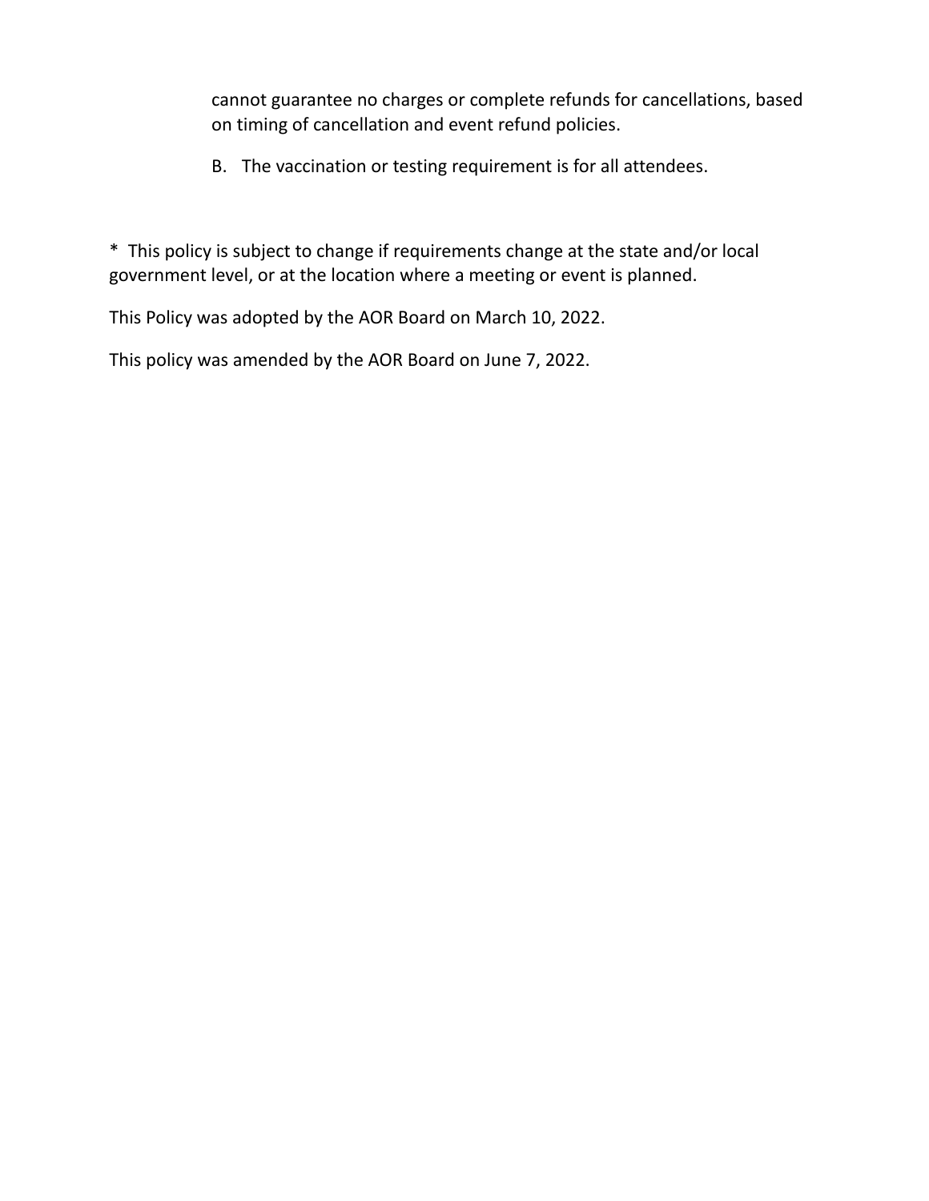cannot guarantee no charges or complete refunds for cancellations, based on timing of cancellation and event refund policies.

B. The vaccination or testing requirement is for all attendees.

* This policy is subject to change if requirements change at the state and/or local government level, or at the location where a meeting or event is planned.

This Policy was adopted by the AOR Board on March 10, 2022.

This policy was amended by the AOR Board on June 7, 2022.